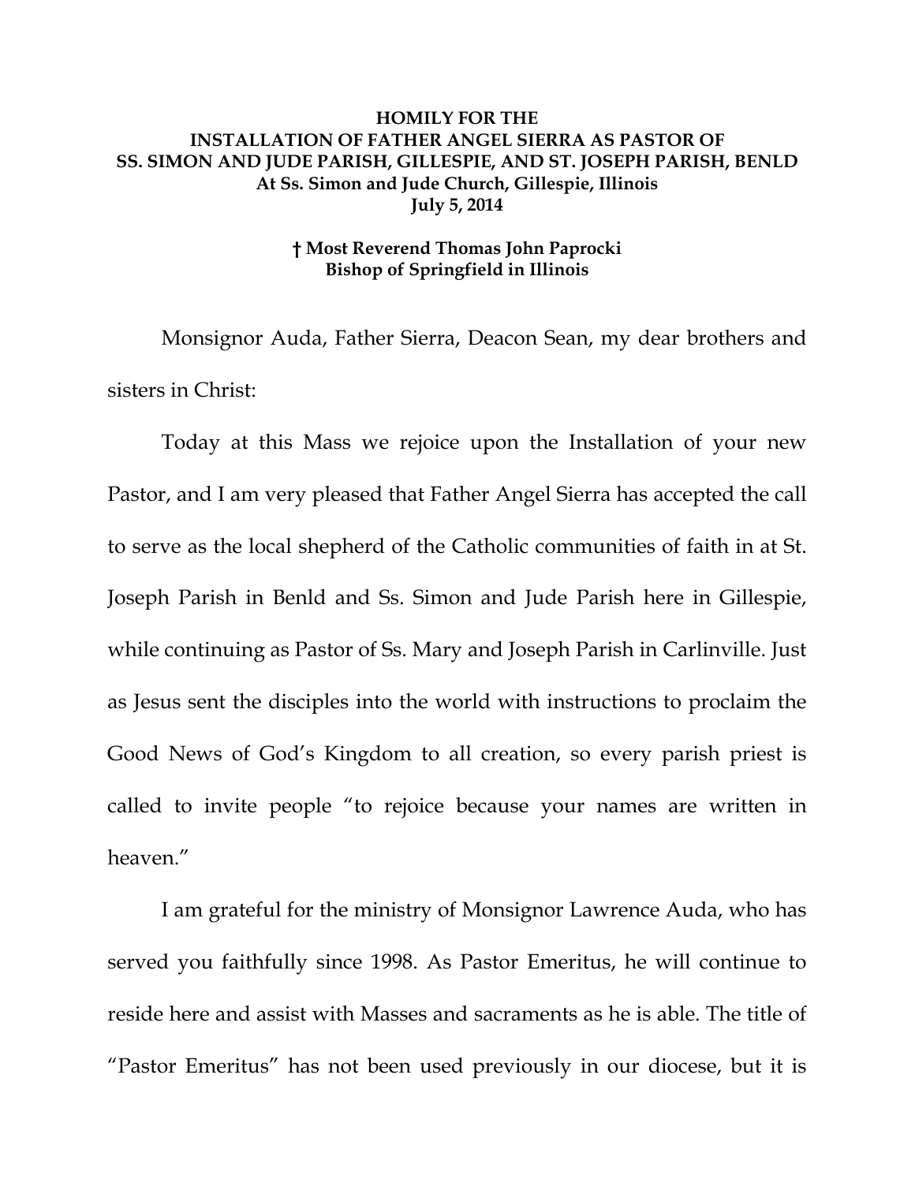**HOMILY FOR THE INSTALLATION OF FATHER ANGEL SIERRA AS PASTOR OF SS. SIMON AND JUDE PARISH, GILLESPIE, AND ST. JOSEPH PARISH, BENLD**
**At Ss. Simon and Jude Church, Gillespie, Illinois**
**July 5, 2014**

**† Most Reverend Thomas John Paprocki**
**Bishop of Springfield in Illinois**

Monsignor Auda, Father Sierra, Deacon Sean, my dear brothers and sisters in Christ:

Today at this Mass we rejoice upon the Installation of your new Pastor, and I am very pleased that Father Angel Sierra has accepted the call to serve as the local shepherd of the Catholic communities of faith in at St. Joseph Parish in Benld and Ss. Simon and Jude Parish here in Gillespie, while continuing as Pastor of Ss. Mary and Joseph Parish in Carlinville. Just as Jesus sent the disciples into the world with instructions to proclaim the Good News of God's Kingdom to all creation, so every parish priest is called to invite people "to rejoice because your names are written in heaven."

I am grateful for the ministry of Monsignor Lawrence Auda, who has served you faithfully since 1998. As Pastor Emeritus, he will continue to reside here and assist with Masses and sacraments as he is able. The title of "Pastor Emeritus" has not been used previously in our diocese, but it is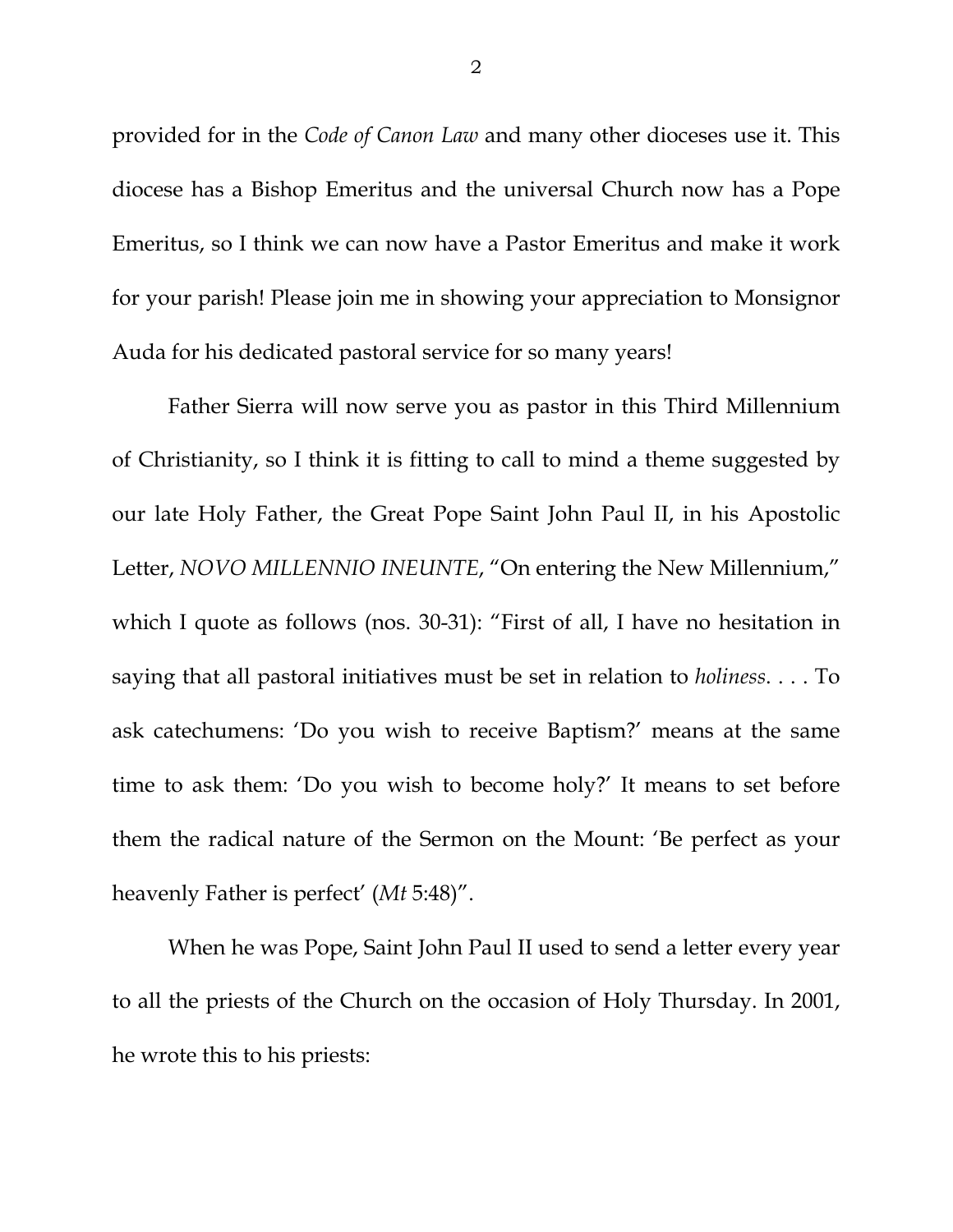provided for in the *Code of Canon Law* and many other dioceses use it. This diocese has a Bishop Emeritus and the universal Church now has a Pope Emeritus, so I think we can now have a Pastor Emeritus and make it work for your parish! Please join me in showing your appreciation to Monsignor Auda for his dedicated pastoral service for so many years!

Father Sierra will now serve you as pastor in this Third Millennium of Christianity, so I think it is fitting to call to mind a theme suggested by our late Holy Father, the Great Pope Saint John Paul II, in his Apostolic Letter, *NOVO MILLENNIO INEUNTE*, "On entering the New Millennium," which I quote as follows (nos. 30-31): "First of all, I have no hesitation in saying that all pastoral initiatives must be set in relation to *holiness*. . . . To ask catechumens: 'Do you wish to receive Baptism?' means at the same time to ask them: 'Do you wish to become holy?' It means to set before them the radical nature of the Sermon on the Mount: 'Be perfect as your heavenly Father is perfect' (*Mt* 5:48)".

When he was Pope, Saint John Paul II used to send a letter every year to all the priests of the Church on the occasion of Holy Thursday. In 2001, he wrote this to his priests: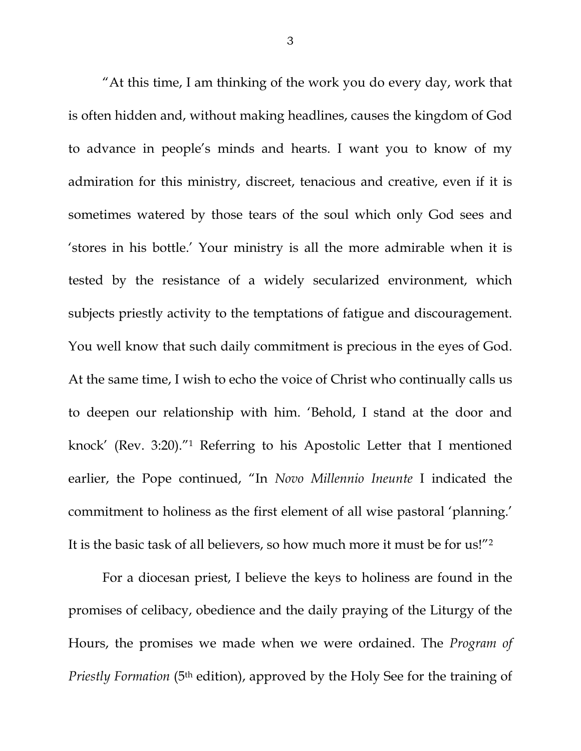"At this time, I am thinking of the work you do every day, work that is often hidden and, without making headlines, causes the kingdom of God to advance in people's minds and hearts. I want you to know of my admiration for this ministry, discreet, tenacious and creative, even if it is sometimes watered by those tears of the soul which only God sees and 'stores in his bottle.' Your ministry is all the more admirable when it is tested by the resistance of a widely secularized environment, which subjects priestly activity to the temptations of fatigue and discouragement. You well know that such daily commitment is precious in the eyes of God. At the same time, I wish to echo the voice of Christ who continually calls us to deepen our relationship with him. 'Behold, I stand at the door and knock' (Rev. 3:20)."[1] Referring to his Apostolic Letter that I mentioned earlier, the Pope continued, "In *Novo Millennio Ineunte* I indicated the commitment to holiness as the first element of all wise pastoral 'planning.' It is the basic task of all believers, so how much more it must be for us!"[2]

For a diocesan priest, I believe the keys to holiness are found in the promises of celibacy, obedience and the daily praying of the Liturgy of the Hours, the promises we made when we were ordained. The *Program of Priestly Formation* (5th edition), approved by the Holy See for the training of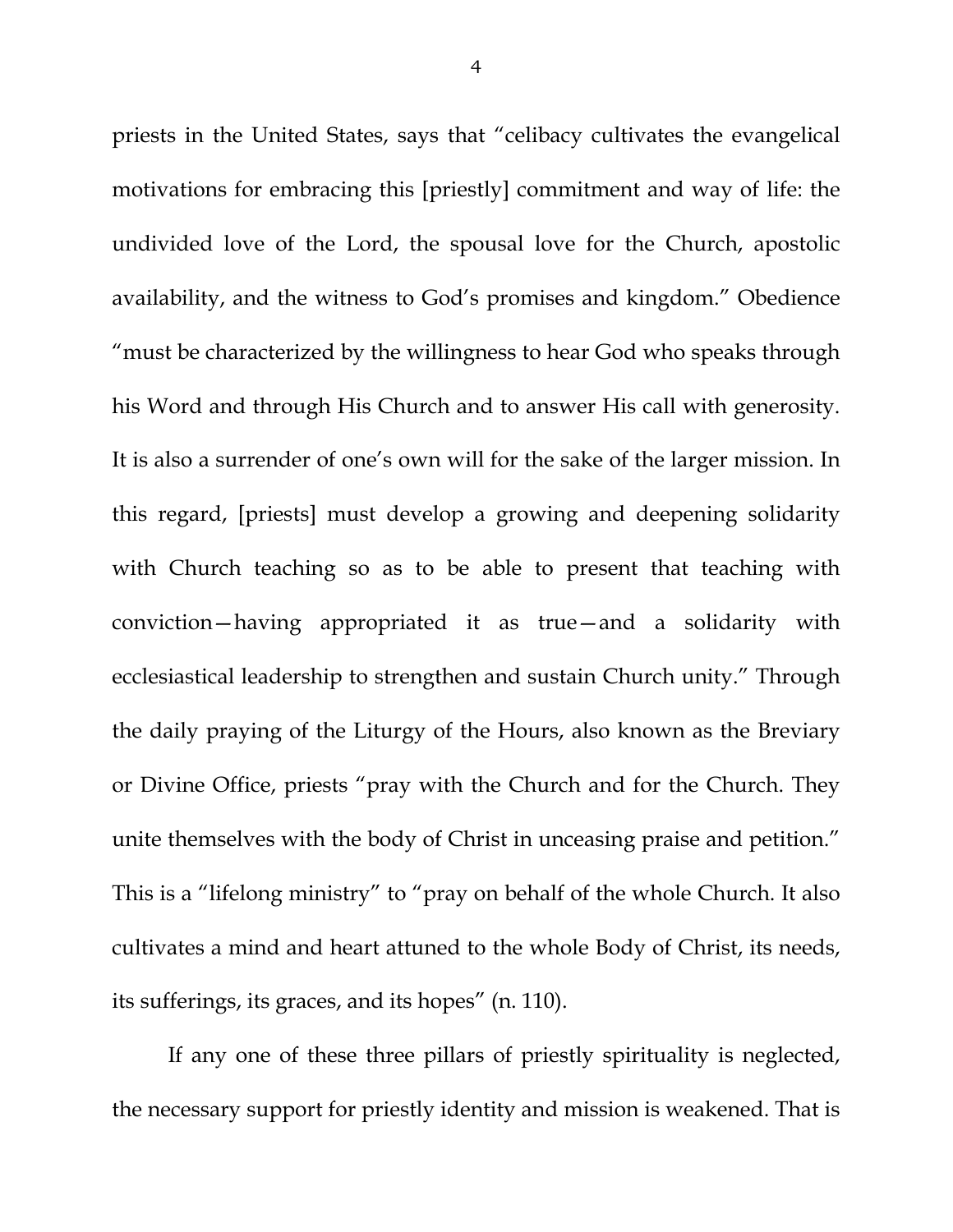priests in the United States, says that "celibacy cultivates the evangelical motivations for embracing this [priestly] commitment and way of life: the undivided love of the Lord, the spousal love for the Church, apostolic availability, and the witness to God's promises and kingdom." Obedience "must be characterized by the willingness to hear God who speaks through his Word and through His Church and to answer His call with generosity. It is also a surrender of one's own will for the sake of the larger mission. In this regard, [priests] must develop a growing and deepening solidarity with Church teaching so as to be able to present that teaching with conviction—having appropriated it as true—and a solidarity with ecclesiastical leadership to strengthen and sustain Church unity." Through the daily praying of the Liturgy of the Hours, also known as the Breviary or Divine Office, priests "pray with the Church and for the Church. They unite themselves with the body of Christ in unceasing praise and petition." This is a "lifelong ministry" to "pray on behalf of the whole Church. It also cultivates a mind and heart attuned to the whole Body of Christ, its needs, its sufferings, its graces, and its hopes" (n. 110).

If any one of these three pillars of priestly spirituality is neglected, the necessary support for priestly identity and mission is weakened. That is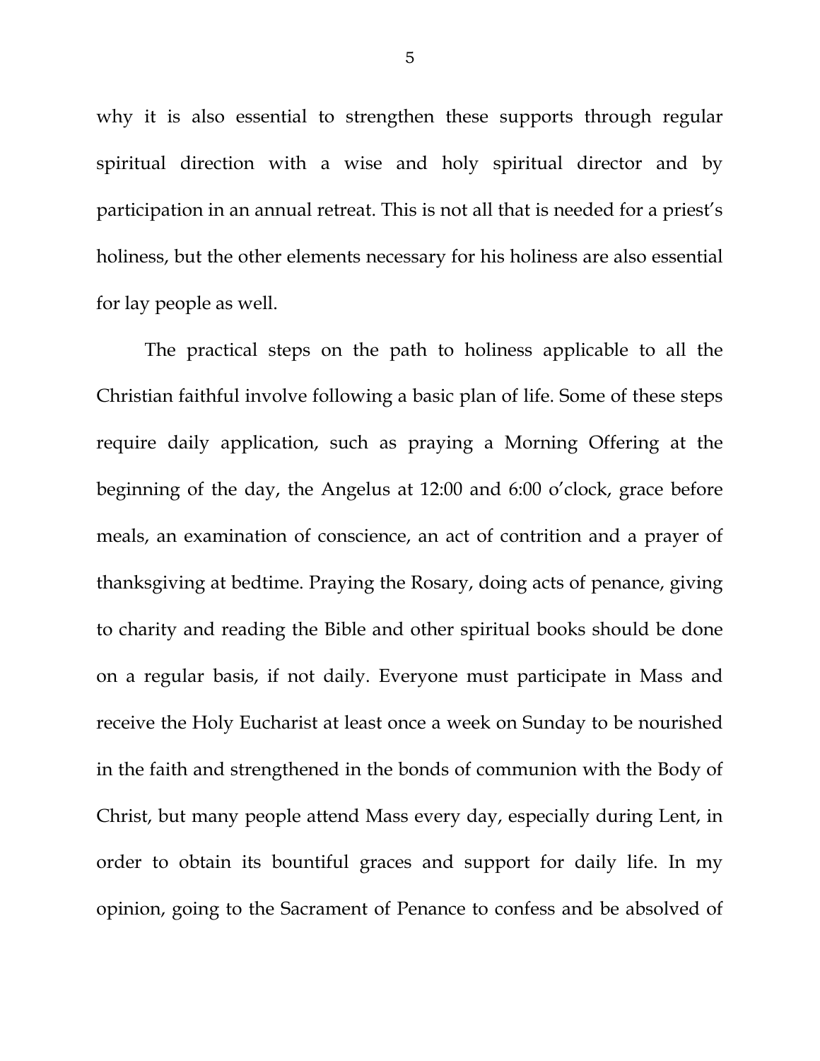why it is also essential to strengthen these supports through regular spiritual direction with a wise and holy spiritual director and by participation in an annual retreat. This is not all that is needed for a priest's holiness, but the other elements necessary for his holiness are also essential for lay people as well.

The practical steps on the path to holiness applicable to all the Christian faithful involve following a basic plan of life. Some of these steps require daily application, such as praying a Morning Offering at the beginning of the day, the Angelus at 12:00 and 6:00 o'clock, grace before meals, an examination of conscience, an act of contrition and a prayer of thanksgiving at bedtime. Praying the Rosary, doing acts of penance, giving to charity and reading the Bible and other spiritual books should be done on a regular basis, if not daily. Everyone must participate in Mass and receive the Holy Eucharist at least once a week on Sunday to be nourished in the faith and strengthened in the bonds of communion with the Body of Christ, but many people attend Mass every day, especially during Lent, in order to obtain its bountiful graces and support for daily life. In my opinion, going to the Sacrament of Penance to confess and be absolved of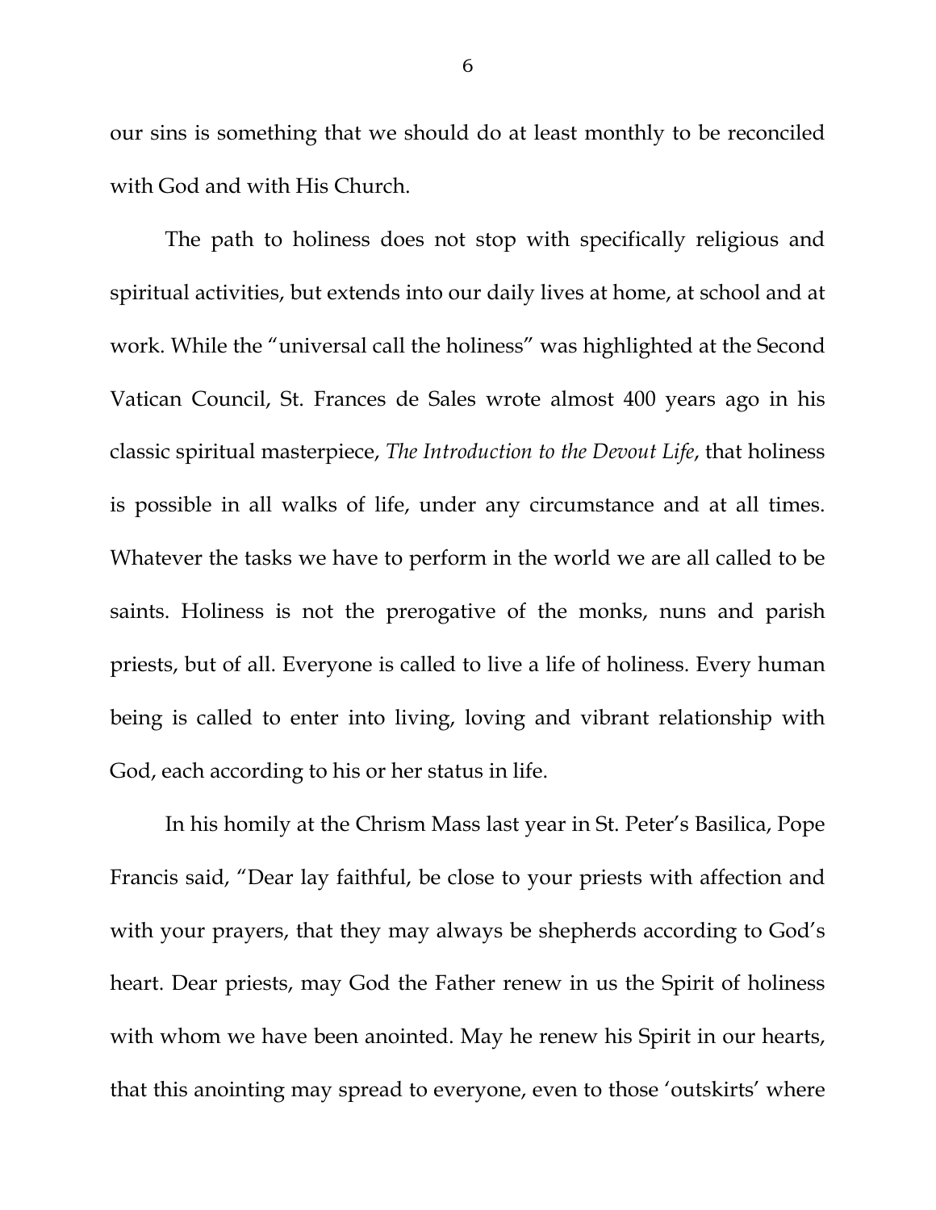our sins is something that we should do at least monthly to be reconciled with God and with His Church.

The path to holiness does not stop with specifically religious and spiritual activities, but extends into our daily lives at home, at school and at work. While the "universal call the holiness" was highlighted at the Second Vatican Council, St. Frances de Sales wrote almost 400 years ago in his classic spiritual masterpiece, *The Introduction to the Devout Life*, that holiness is possible in all walks of life, under any circumstance and at all times. Whatever the tasks we have to perform in the world we are all called to be saints. Holiness is not the prerogative of the monks, nuns and parish priests, but of all. Everyone is called to live a life of holiness. Every human being is called to enter into living, loving and vibrant relationship with God, each according to his or her status in life.

In his homily at the Chrism Mass last year in St. Peter's Basilica, Pope Francis said, "Dear lay faithful, be close to your priests with affection and with your prayers, that they may always be shepherds according to God's heart. Dear priests, may God the Father renew in us the Spirit of holiness with whom we have been anointed. May he renew his Spirit in our hearts, that this anointing may spread to everyone, even to those 'outskirts' where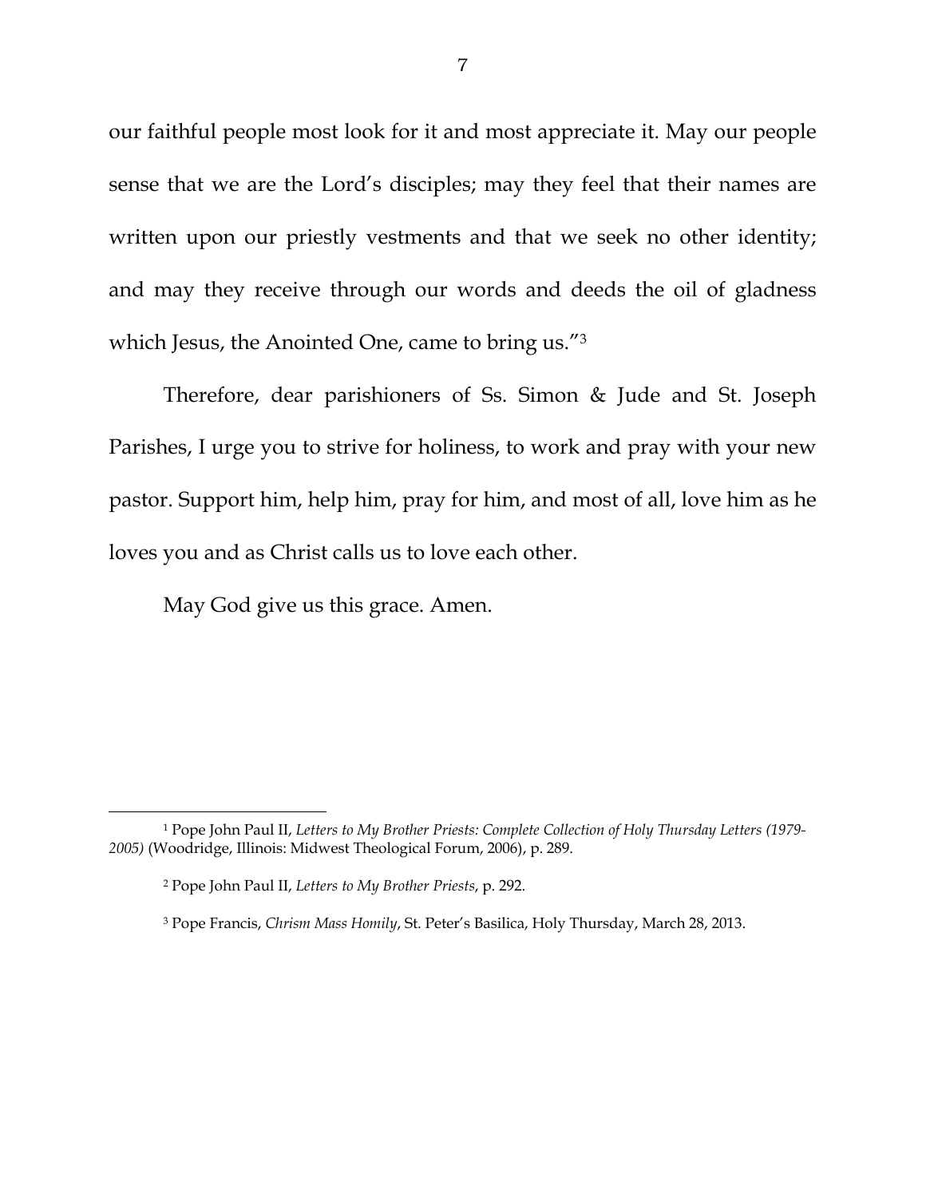our faithful people most look for it and most appreciate it. May our people sense that we are the Lord's disciples; may they feel that their names are written upon our priestly vestments and that we seek no other identity; and may they receive through our words and deeds the oil of gladness which Jesus, the Anointed One, came to bring us."[3]

Therefore, dear parishioners of Ss. Simon & Jude and St. Joseph Parishes, I urge you to strive for holiness, to work and pray with your new pastor. Support him, help him, pray for him, and most of all, love him as he loves you and as Christ calls us to love each other.

May God give us this grace. Amen.

---

[1] Pope John Paul II, *Letters to My Brother Priests: Complete Collection of Holy Thursday Letters (1979-2005)* (Woodridge, Illinois: Midwest Theological Forum, 2006), p. 289.

[2] Pope John Paul II, *Letters to My Brother Priests*, p. 292.

[3] Pope Francis, *Chrism Mass Homily*, St. Peter's Basilica, Holy Thursday, March 28, 2013.